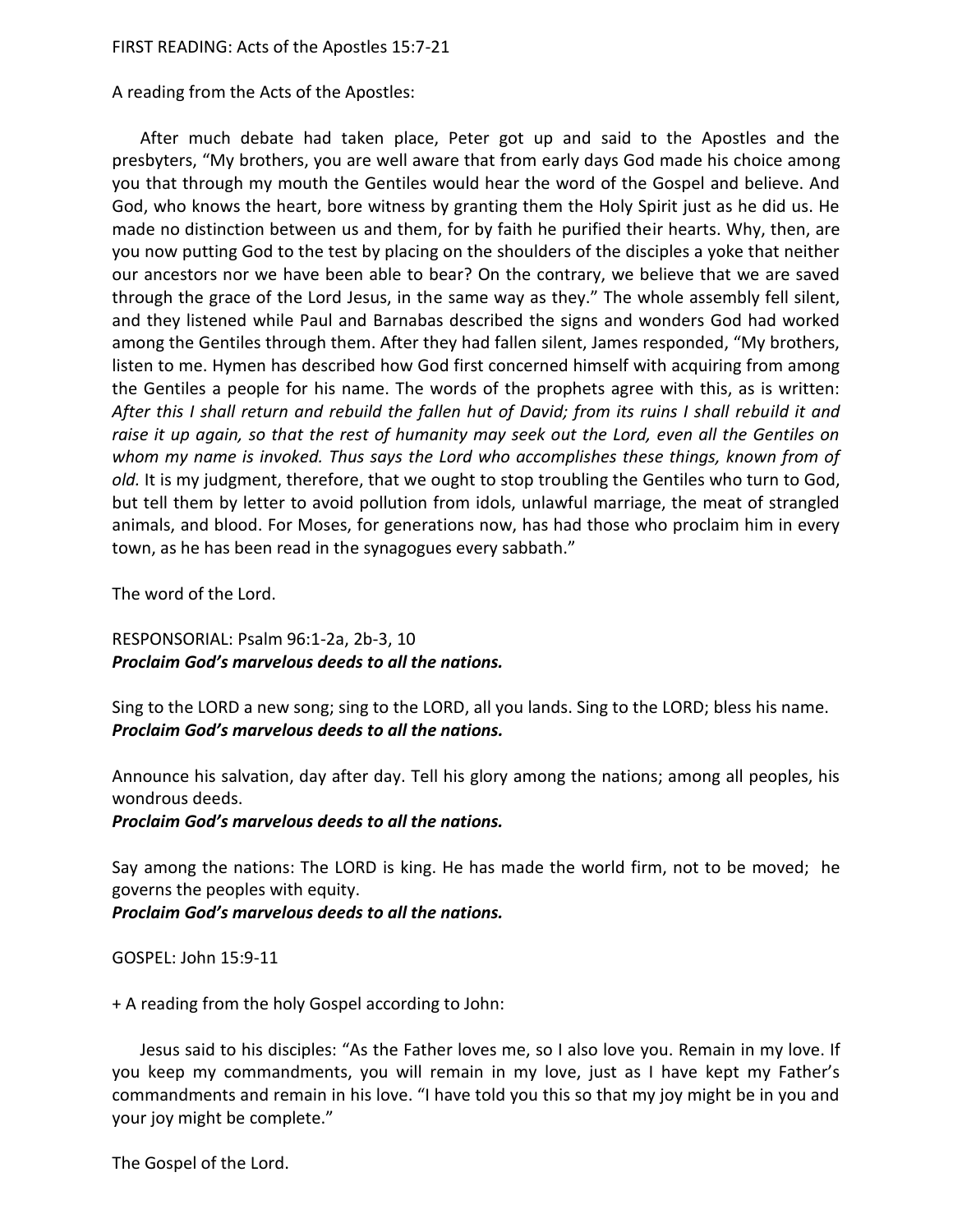FIRST READING: Acts of the Apostles 15:7-21

A reading from the Acts of the Apostles:

After much debate had taken place, Peter got up and said to the Apostles and the presbyters, "My brothers, you are well aware that from early days God made his choice among you that through my mouth the Gentiles would hear the word of the Gospel and believe. And God, who knows the heart, bore witness by granting them the Holy Spirit just as he did us. He made no distinction between us and them, for by faith he purified their hearts. Why, then, are you now putting God to the test by placing on the shoulders of the disciples a yoke that neither our ancestors nor we have been able to bear? On the contrary, we believe that we are saved through the grace of the Lord Jesus, in the same way as they." The whole assembly fell silent, and they listened while Paul and Barnabas described the signs and wonders God had worked among the Gentiles through them. After they had fallen silent, James responded, "My brothers, listen to me. Hymen has described how God first concerned himself with acquiring from among the Gentiles a people for his name. The words of the prophets agree with this, as is written: *After this I shall return and rebuild the fallen hut of David; from its ruins I shall rebuild it and raise it up again, so that the rest of humanity may seek out the Lord, even all the Gentiles on whom my name is invoked. Thus says the Lord who accomplishes these things, known from of old.* It is my judgment, therefore, that we ought to stop troubling the Gentiles who turn to God, but tell them by letter to avoid pollution from idols, unlawful marriage, the meat of strangled animals, and blood. For Moses, for generations now, has had those who proclaim him in every town, as he has been read in the synagogues every sabbath."

The word of the Lord.

RESPONSORIAL: Psalm 96:1-2a, 2b-3, 10
***Proclaim God's marvelous deeds to all the nations.***

Sing to the LORD a new song; sing to the LORD, all you lands. Sing to the LORD; bless his name.
***Proclaim God's marvelous deeds to all the nations.***

Announce his salvation, day after day. Tell his glory among the nations; among all peoples, his wondrous deeds.
***Proclaim God's marvelous deeds to all the nations.***

Say among the nations: The LORD is king. He has made the world firm, not to be moved; he governs the peoples with equity.
***Proclaim God's marvelous deeds to all the nations.***

GOSPEL: John 15:9-11

+ A reading from the holy Gospel according to John:

Jesus said to his disciples: "As the Father loves me, so I also love you. Remain in my love. If you keep my commandments, you will remain in my love, just as I have kept my Father's commandments and remain in his love. "I have told you this so that my joy might be in you and your joy might be complete."

The Gospel of the Lord.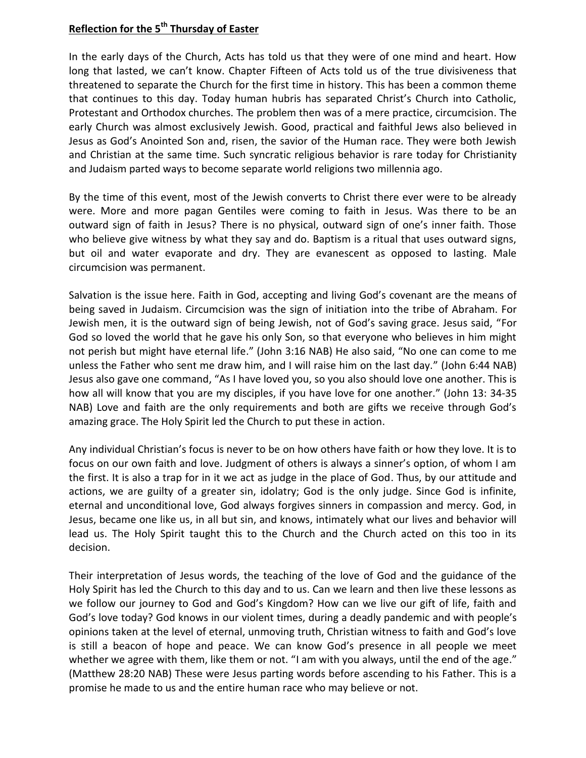**Reflection for the 5th Thursday of Easter**

In the early days of the Church, Acts has told us that they were of one mind and heart. How long that lasted, we can't know. Chapter Fifteen of Acts told us of the true divisiveness that threatened to separate the Church for the first time in history. This has been a common theme that continues to this day. Today human hubris has separated Christ's Church into Catholic, Protestant and Orthodox churches. The problem then was of a mere practice, circumcision. The early Church was almost exclusively Jewish. Good, practical and faithful Jews also believed in Jesus as God's Anointed Son and, risen, the savior of the Human race. They were both Jewish and Christian at the same time. Such syncratic religious behavior is rare today for Christianity and Judaism parted ways to become separate world religions two millennia ago.

By the time of this event, most of the Jewish converts to Christ there ever were to be already were. More and more pagan Gentiles were coming to faith in Jesus. Was there to be an outward sign of faith in Jesus? There is no physical, outward sign of one's inner faith. Those who believe give witness by what they say and do. Baptism is a ritual that uses outward signs, but oil and water evaporate and dry. They are evanescent as opposed to lasting. Male circumcision was permanent.

Salvation is the issue here. Faith in God, accepting and living God's covenant are the means of being saved in Judaism. Circumcision was the sign of initiation into the tribe of Abraham. For Jewish men, it is the outward sign of being Jewish, not of God's saving grace. Jesus said, "For God so loved the world that he gave his only Son, so that everyone who believes in him might not perish but might have eternal life." (John 3:16 NAB) He also said, "No one can come to me unless the Father who sent me draw him, and I will raise him on the last day." (John 6:44 NAB) Jesus also gave one command, "As I have loved you, so you also should love one another. This is how all will know that you are my disciples, if you have love for one another." (John 13: 34-35 NAB) Love and faith are the only requirements and both are gifts we receive through God's amazing grace. The Holy Spirit led the Church to put these in action.

Any individual Christian's focus is never to be on how others have faith or how they love. It is to focus on our own faith and love. Judgment of others is always a sinner's option, of whom I am the first. It is also a trap for in it we act as judge in the place of God. Thus, by our attitude and actions, we are guilty of a greater sin, idolatry; God is the only judge. Since God is infinite, eternal and unconditional love, God always forgives sinners in compassion and mercy. God, in Jesus, became one like us, in all but sin, and knows, intimately what our lives and behavior will lead us. The Holy Spirit taught this to the Church and the Church acted on this too in its decision.

Their interpretation of Jesus words, the teaching of the love of God and the guidance of the Holy Spirit has led the Church to this day and to us. Can we learn and then live these lessons as we follow our journey to God and God's Kingdom? How can we live our gift of life, faith and God's love today? God knows in our violent times, during a deadly pandemic and with people's opinions taken at the level of eternal, unmoving truth, Christian witness to faith and God's love is still a beacon of hope and peace. We can know God's presence in all people we meet whether we agree with them, like them or not. "I am with you always, until the end of the age." (Matthew 28:20 NAB) These were Jesus parting words before ascending to his Father. This is a promise he made to us and the entire human race who may believe or not.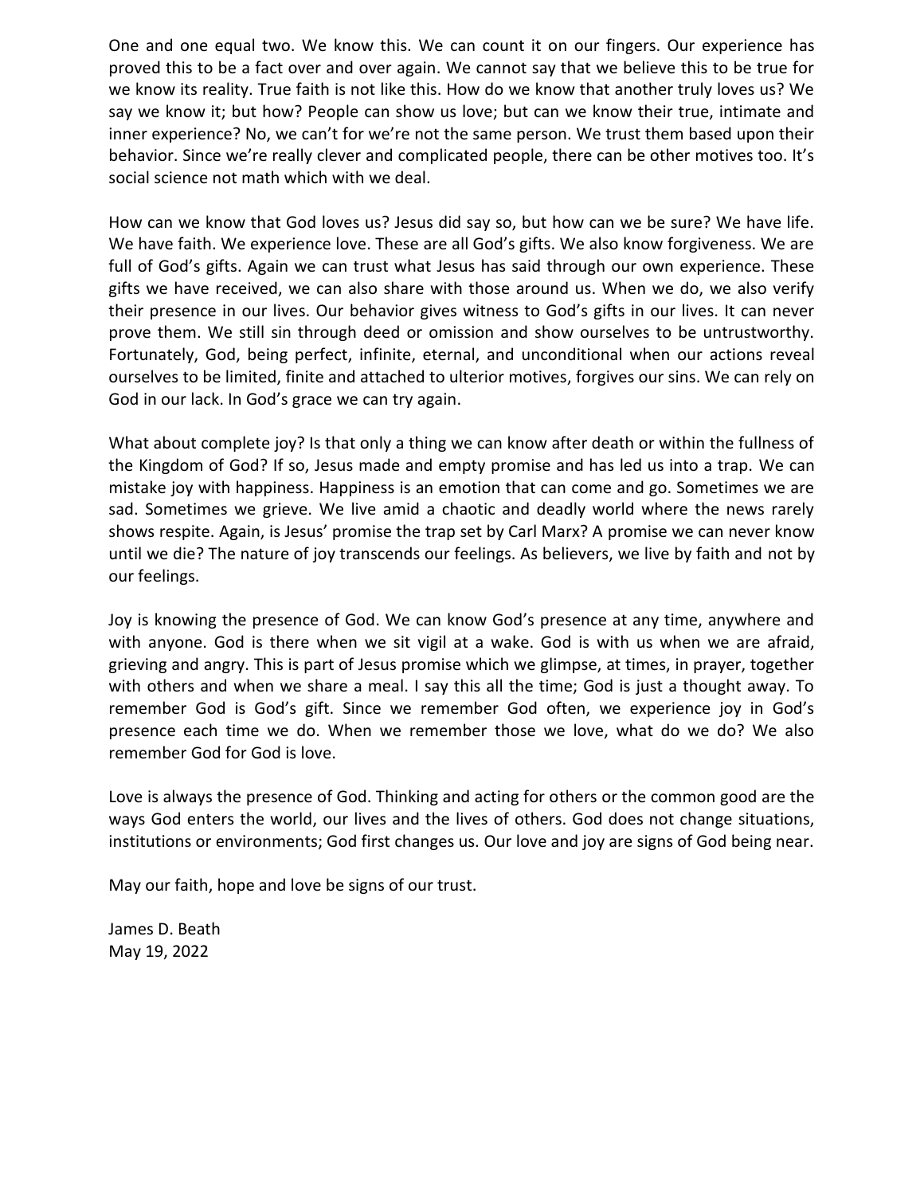One and one equal two. We know this. We can count it on our fingers. Our experience has proved this to be a fact over and over again. We cannot say that we believe this to be true for we know its reality. True faith is not like this. How do we know that another truly loves us? We say we know it; but how? People can show us love; but can we know their true, intimate and inner experience? No, we can't for we're not the same person. We trust them based upon their behavior. Since we're really clever and complicated people, there can be other motives too. It's social science not math which with we deal.

How can we know that God loves us? Jesus did say so, but how can we be sure? We have life. We have faith. We experience love. These are all God's gifts. We also know forgiveness. We are full of God's gifts. Again we can trust what Jesus has said through our own experience. These gifts we have received, we can also share with those around us. When we do, we also verify their presence in our lives. Our behavior gives witness to God's gifts in our lives. It can never prove them. We still sin through deed or omission and show ourselves to be untrustworthy. Fortunately, God, being perfect, infinite, eternal, and unconditional when our actions reveal ourselves to be limited, finite and attached to ulterior motives, forgives our sins. We can rely on God in our lack. In God's grace we can try again.

What about complete joy? Is that only a thing we can know after death or within the fullness of the Kingdom of God? If so, Jesus made and empty promise and has led us into a trap. We can mistake joy with happiness. Happiness is an emotion that can come and go. Sometimes we are sad. Sometimes we grieve. We live amid a chaotic and deadly world where the news rarely shows respite. Again, is Jesus' promise the trap set by Carl Marx? A promise we can never know until we die? The nature of joy transcends our feelings. As believers, we live by faith and not by our feelings.

Joy is knowing the presence of God. We can know God's presence at any time, anywhere and with anyone. God is there when we sit vigil at a wake. God is with us when we are afraid, grieving and angry. This is part of Jesus promise which we glimpse, at times, in prayer, together with others and when we share a meal. I say this all the time; God is just a thought away. To remember God is God's gift. Since we remember God often, we experience joy in God's presence each time we do. When we remember those we love, what do we do? We also remember God for God is love.

Love is always the presence of God. Thinking and acting for others or the common good are the ways God enters the world, our lives and the lives of others. God does not change situations, institutions or environments; God first changes us. Our love and joy are signs of God being near.

May our faith, hope and love be signs of our trust.

James D. Beath
May 19, 2022